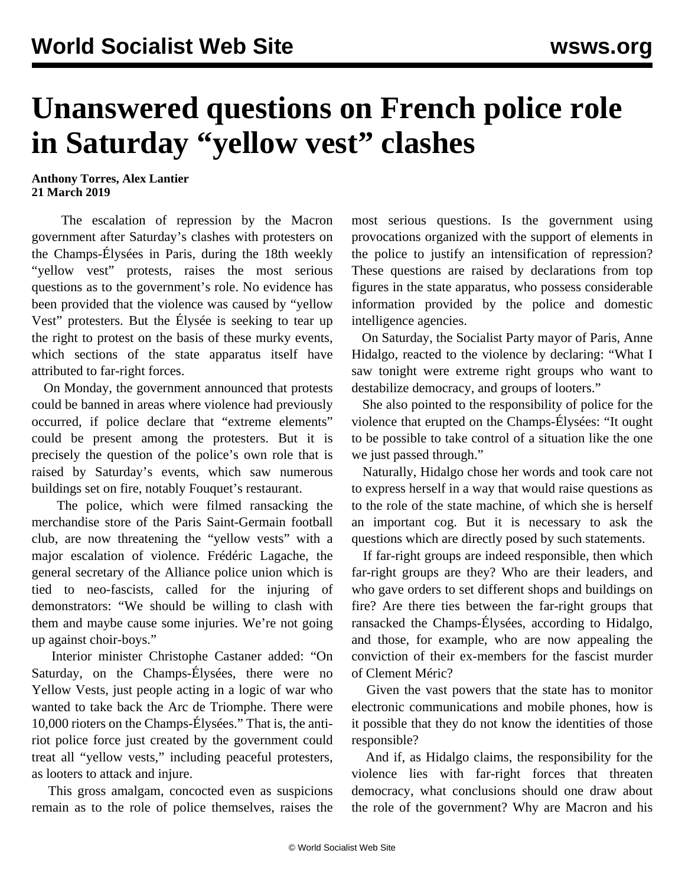# Unanswered questions on French police role in Saturday "yellow vest" clashes

**Anthony Torres, Alex Lantier**
**21 March 2019**

The escalation of repression by the Macron government after Saturday's clashes with protesters on the Champs-Élysées in Paris, during the 18th weekly "yellow vest" protests, raises the most serious questions as to the government's role. No evidence has been provided that the violence was caused by "yellow Vest" protesters. But the Élysée is seeking to tear up the right to protest on the basis of these murky events, which sections of the state apparatus itself have attributed to far-right forces.

On Monday, the government announced that protests could be banned in areas where violence had previously occurred, if police declare that "extreme elements" could be present among the protesters. But it is precisely the question of the police's own role that is raised by Saturday's events, which saw numerous buildings set on fire, notably Fouquet's restaurant.

The police, which were filmed ransacking the merchandise store of the Paris Saint-Germain football club, are now threatening the "yellow vests" with a major escalation of violence. Frédéric Lagache, the general secretary of the Alliance police union which is tied to neo-fascists, called for the injuring of demonstrators: "We should be willing to clash with them and maybe cause some injuries. We're not going up against choir-boys."

Interior minister Christophe Castaner added: "On Saturday, on the Champs-Élysées, there were no Yellow Vests, just people acting in a logic of war who wanted to take back the Arc de Triomphe. There were 10,000 rioters on the Champs-Élysées." That is, the anti-riot police force just created by the government could treat all "yellow vests," including peaceful protesters, as looters to attack and injure.

This gross amalgam, concocted even as suspicions remain as to the role of police themselves, raises the most serious questions. Is the government using provocations organized with the support of elements in the police to justify an intensification of repression? These questions are raised by declarations from top figures in the state apparatus, who possess considerable information provided by the police and domestic intelligence agencies.

On Saturday, the Socialist Party mayor of Paris, Anne Hidalgo, reacted to the violence by declaring: "What I saw tonight were extreme right groups who want to destabilize democracy, and groups of looters."

She also pointed to the responsibility of police for the violence that erupted on the Champs-Élysées: "It ought to be possible to take control of a situation like the one we just passed through."

Naturally, Hidalgo chose her words and took care not to express herself in a way that would raise questions as to the role of the state machine, of which she is herself an important cog. But it is necessary to ask the questions which are directly posed by such statements.

If far-right groups are indeed responsible, then which far-right groups are they? Who are their leaders, and who gave orders to set different shops and buildings on fire? Are there ties between the far-right groups that ransacked the Champs-Élysées, according to Hidalgo, and those, for example, who are now appealing the conviction of their ex-members for the fascist murder of Clement Méric?

Given the vast powers that the state has to monitor electronic communications and mobile phones, how is it possible that they do not know the identities of those responsible?

And if, as Hidalgo claims, the responsibility for the violence lies with far-right forces that threaten democracy, what conclusions should one draw about the role of the government? Why are Macron and his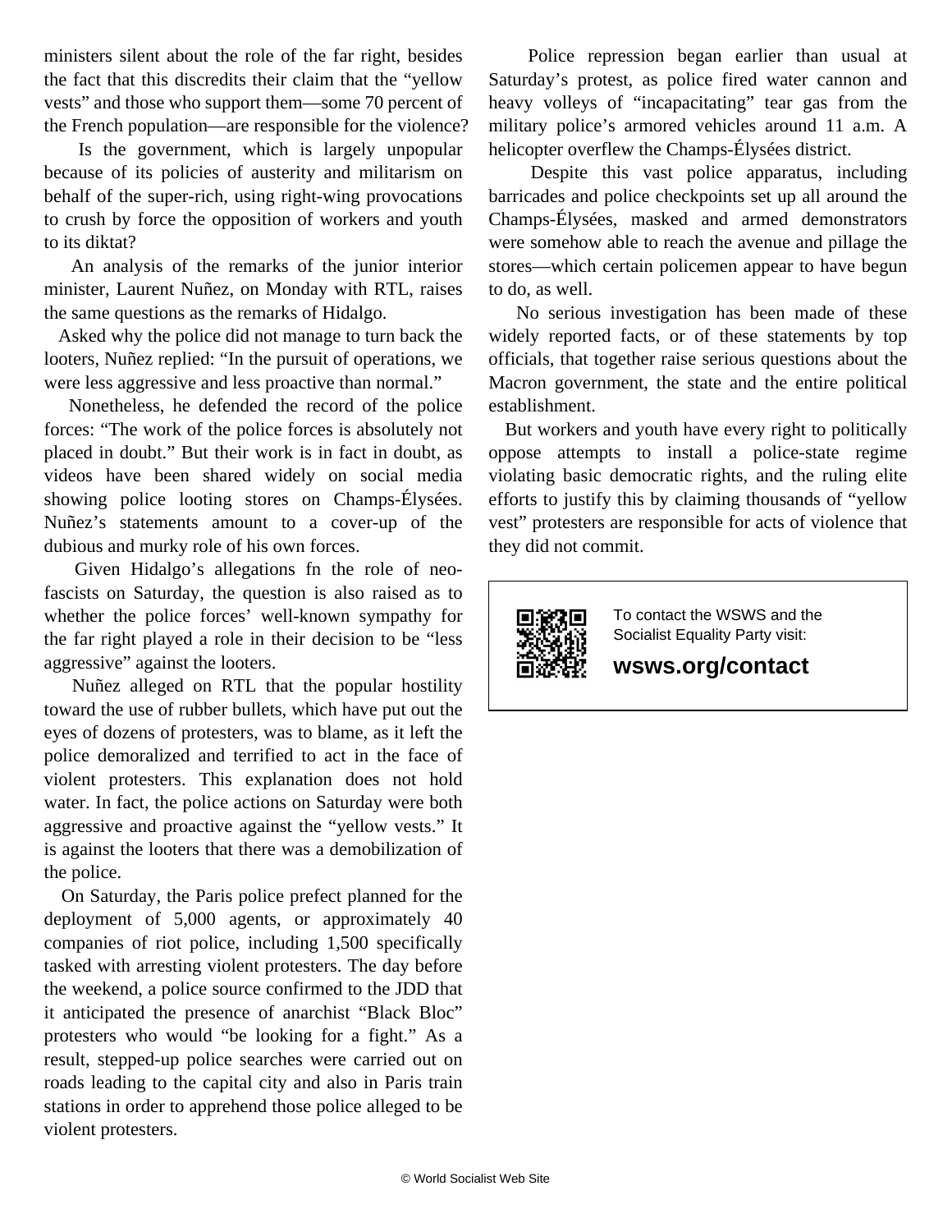ministers silent about the role of the far right, besides the fact that this discredits their claim that the "yellow vests" and those who support them—some 70 percent of the French population—are responsible for the violence?

Is the government, which is largely unpopular because of its policies of austerity and militarism on behalf of the super-rich, using right-wing provocations to crush by force the opposition of workers and youth to its diktat?

An analysis of the remarks of the junior interior minister, Laurent Nuñez, on Monday with RTL, raises the same questions as the remarks of Hidalgo.

Asked why the police did not manage to turn back the looters, Nuñez replied: "In the pursuit of operations, we were less aggressive and less proactive than normal."

Nonetheless, he defended the record of the police forces: "The work of the police forces is absolutely not placed in doubt." But their work is in fact in doubt, as videos have been shared widely on social media showing police looting stores on Champs-Élysées. Nuñez's statements amount to a cover-up of the dubious and murky role of his own forces.

Given Hidalgo's allegations fn the role of neo-fascists on Saturday, the question is also raised as to whether the police forces' well-known sympathy for the far right played a role in their decision to be "less aggressive" against the looters.

Nuñez alleged on RTL that the popular hostility toward the use of rubber bullets, which have put out the eyes of dozens of protesters, was to blame, as it left the police demoralized and terrified to act in the face of violent protesters. This explanation does not hold water. In fact, the police actions on Saturday were both aggressive and proactive against the "yellow vests." It is against the looters that there was a demobilization of the police.

On Saturday, the Paris police prefect planned for the deployment of 5,000 agents, or approximately 40 companies of riot police, including 1,500 specifically tasked with arresting violent protesters. The day before the weekend, a police source confirmed to the JDD that it anticipated the presence of anarchist "Black Bloc" protesters who would "be looking for a fight." As a result, stepped-up police searches were carried out on roads leading to the capital city and also in Paris train stations in order to apprehend those police alleged to be violent protesters.

Police repression began earlier than usual at Saturday's protest, as police fired water cannon and heavy volleys of "incapacitating" tear gas from the military police's armored vehicles around 11 a.m. A helicopter overflew the Champs-Élysées district.

Despite this vast police apparatus, including barricades and police checkpoints set up all around the Champs-Élysées, masked and armed demonstrators were somehow able to reach the avenue and pillage the stores—which certain policemen appear to have begun to do, as well.

No serious investigation has been made of these widely reported facts, or of these statements by top officials, that together raise serious questions about the Macron government, the state and the entire political establishment.

But workers and youth have every right to politically oppose attempts to install a police-state regime violating basic democratic rights, and the ruling elite efforts to justify this by claiming thousands of "yellow vest" protesters are responsible for acts of violence that they did not commit.

To contact the WSWS and the Socialist Equality Party visit:

**wsws.org/contact**